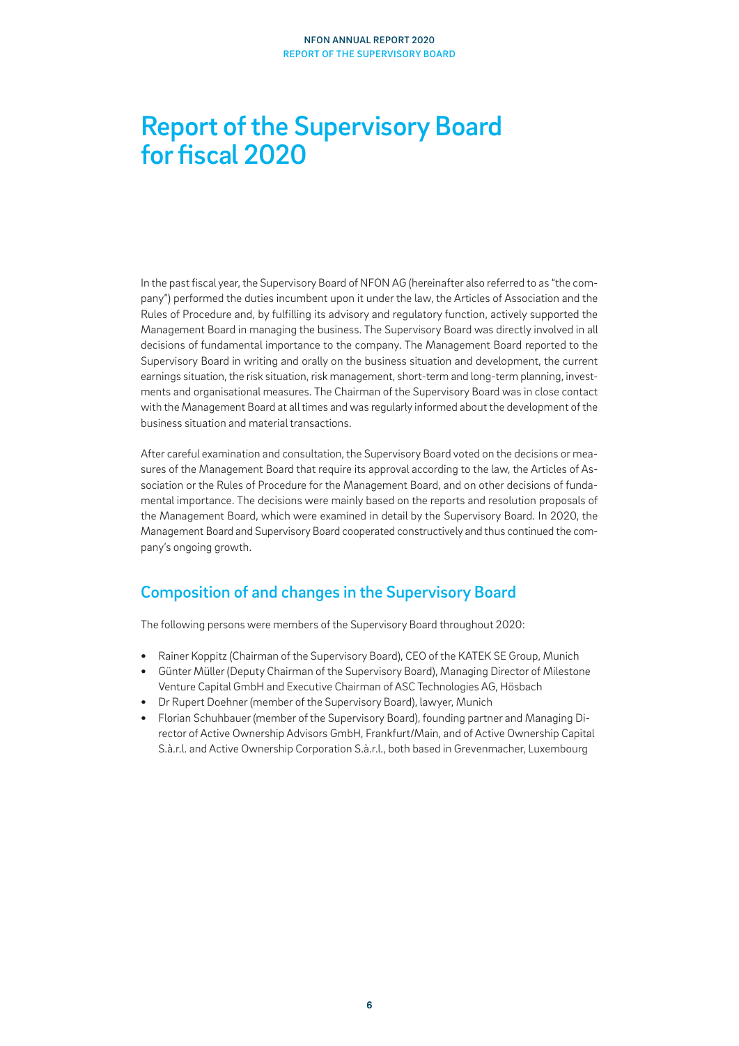# Report of the Supervisory Board for fiscal 2020

In the past fiscal year, the Supervisory Board of NFON AG (hereinafter also referred to as "the company") performed the duties incumbent upon it under the law, the Articles of Association and the Rules of Procedure and, by fulfilling its advisory and regulatory function, actively supported the Management Board in managing the business. The Supervisory Board was directly involved in all decisions of fundamental importance to the company. The Management Board reported to the Supervisory Board in writing and orally on the business situation and development, the current earnings situation, the risk situation, risk management, short-term and long-term planning, investments and organisational measures. The Chairman of the Supervisory Board was in close contact with the Management Board at all times and was regularly informed about the development of the business situation and material transactions.

After careful examination and consultation, the Supervisory Board voted on the decisions or measures of the Management Board that require its approval according to the law, the Articles of Association or the Rules of Procedure for the Management Board, and on other decisions of fundamental importance. The decisions were mainly based on the reports and resolution proposals of the Management Board, which were examined in detail by the Supervisory Board. In 2020, the Management Board and Supervisory Board cooperated constructively and thus continued the company's ongoing growth.

## Composition of and changes in the Supervisory Board

The following persons were members of the Supervisory Board throughout 2020:

- Rainer Koppitz (Chairman of the Supervisory Board), CEO of the KATEK SE Group, Munich
- Günter Müller (Deputy Chairman of the Supervisory Board), Managing Director of Milestone Venture Capital GmbH and Executive Chairman of ASC Technologies AG, Hösbach
- Dr Rupert Doehner (member of the Supervisory Board), lawyer, Munich
- Florian Schuhbauer (member of the Supervisory Board), founding partner and Managing Director of Active Ownership Advisors GmbH, Frankfurt/Main, and of Active Ownership Capital S.à.r.l. and Active Ownership Corporation S.à.r.l., both based in Grevenmacher, Luxembourg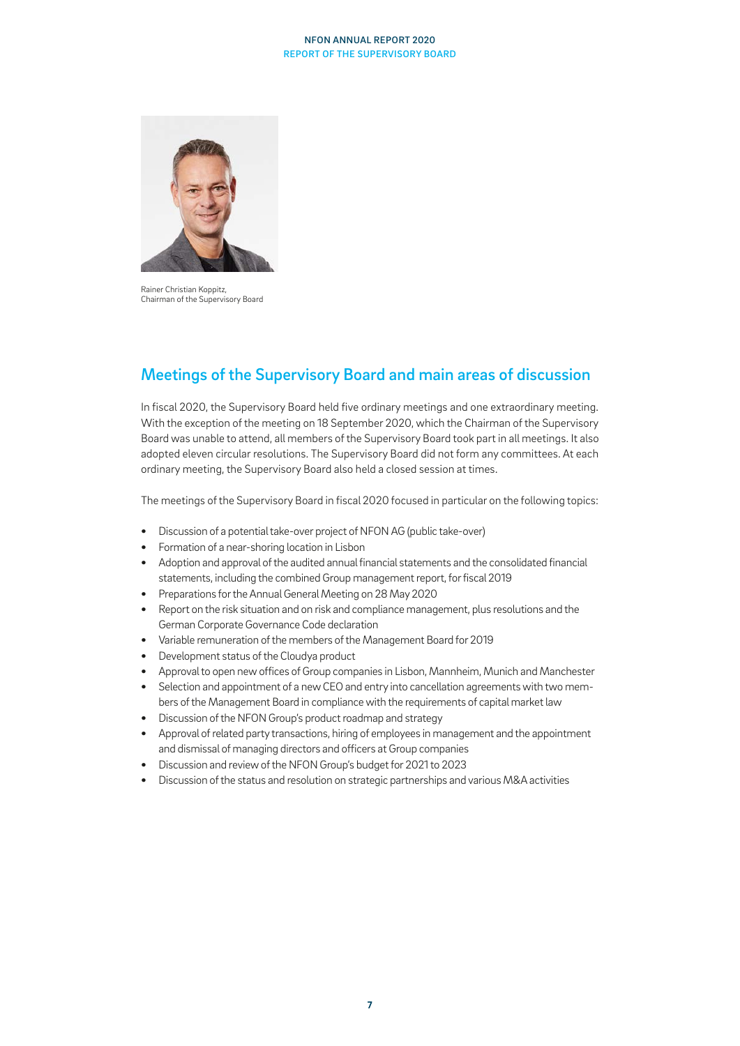Rainer Christian Koppitz,
Chairman of the Supervisory Board

## Meetings of the Supervisory Board and main areas of discussion

In fiscal 2020, the Supervisory Board held five ordinary meetings and one extraordinary meeting. With the exception of the meeting on 18 September 2020, which the Chairman of the Supervisory Board was unable to attend, all members of the Supervisory Board took part in all meetings. It also adopted eleven circular resolutions. The Supervisory Board did not form any committees. At each ordinary meeting, the Supervisory Board also held a closed session at times.

The meetings of the Supervisory Board in fiscal 2020 focused in particular on the following topics:

- Discussion of a potential take-over project of NFON AG (public take-over)
- Formation of a near-shoring location in Lisbon
- Adoption and approval of the audited annual financial statements and the consolidated financial statements, including the combined Group management report, for fiscal 2019
- Preparations for the Annual General Meeting on 28 May 2020
- Report on the risk situation and on risk and compliance management, plus resolutions and the German Corporate Governance Code declaration
- Variable remuneration of the members of the Management Board for 2019
- Development status of the Cloudya product
- Approval to open new offices of Group companies in Lisbon, Mannheim, Munich and Manchester
- Selection and appointment of a new CEO and entry into cancellation agreements with two members of the Management Board in compliance with the requirements of capital market law
- Discussion of the NFON Group's product roadmap and strategy
- Approval of related party transactions, hiring of employees in management and the appointment and dismissal of managing directors and officers at Group companies
- Discussion and review of the NFON Group's budget for 2021 to 2023
- Discussion of the status and resolution on strategic partnerships and various M&A activities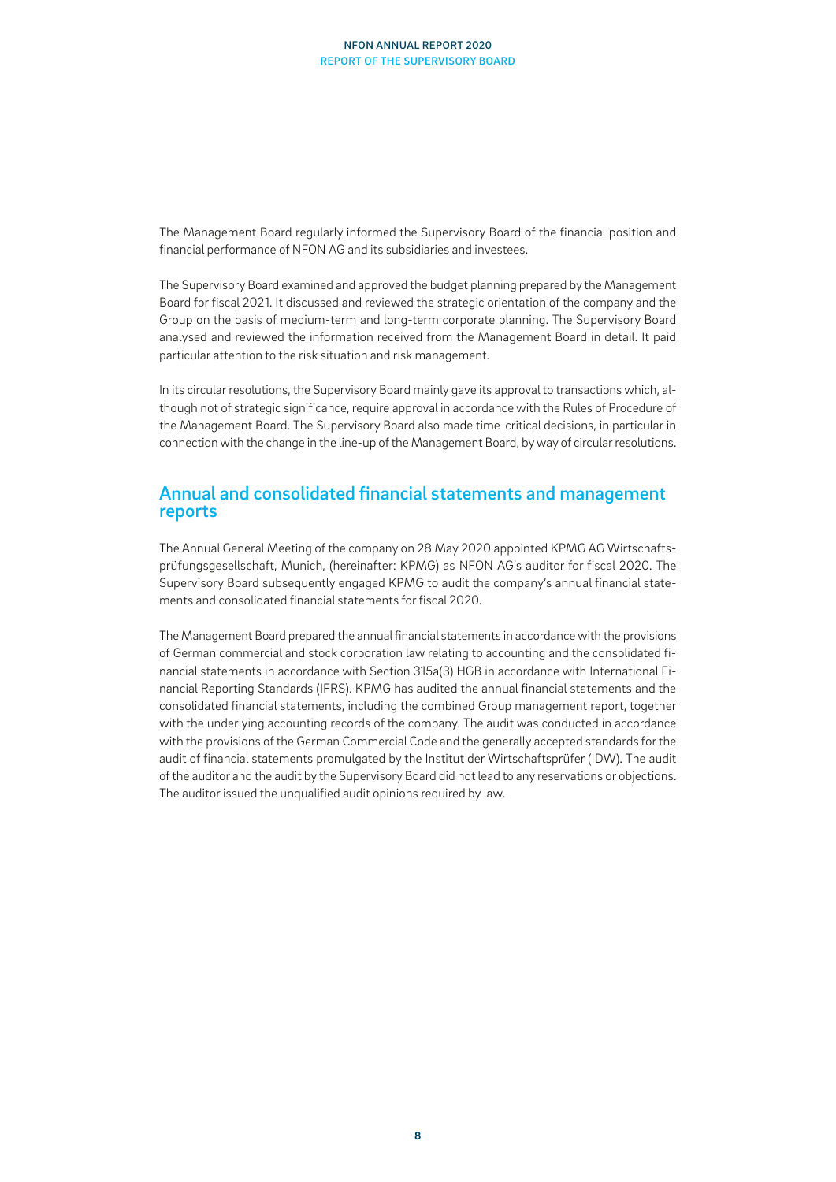The Management Board regularly informed the Supervisory Board of the financial position and financial performance of NFON AG and its subsidiaries and investees.

The Supervisory Board examined and approved the budget planning prepared by the Management Board for fiscal 2021. It discussed and reviewed the strategic orientation of the company and the Group on the basis of medium-term and long-term corporate planning. The Supervisory Board analysed and reviewed the information received from the Management Board in detail. It paid particular attention to the risk situation and risk management.

In its circular resolutions, the Supervisory Board mainly gave its approval to transactions which, although not of strategic significance, require approval in accordance with the Rules of Procedure of the Management Board. The Supervisory Board also made time-critical decisions, in particular in connection with the change in the line-up of the Management Board, by way of circular resolutions.

## Annual and consolidated financial statements and management reports

The Annual General Meeting of the company on 28 May 2020 appointed KPMG AG Wirtschaftsprüfungsgesellschaft, Munich, (hereinafter: KPMG) as NFON AG's auditor for fiscal 2020. The Supervisory Board subsequently engaged KPMG to audit the company's annual financial statements and consolidated financial statements for fiscal 2020.

The Management Board prepared the annual financial statements in accordance with the provisions of German commercial and stock corporation law relating to accounting and the consolidated financial statements in accordance with Section 315a(3) HGB in accordance with International Financial Reporting Standards (IFRS). KPMG has audited the annual financial statements and the consolidated financial statements, including the combined Group management report, together with the underlying accounting records of the company. The audit was conducted in accordance with the provisions of the German Commercial Code and the generally accepted standards for the audit of financial statements promulgated by the Institut der Wirtschaftsprüfer (IDW). The audit of the auditor and the audit by the Supervisory Board did not lead to any reservations or objections. The auditor issued the unqualified audit opinions required by law.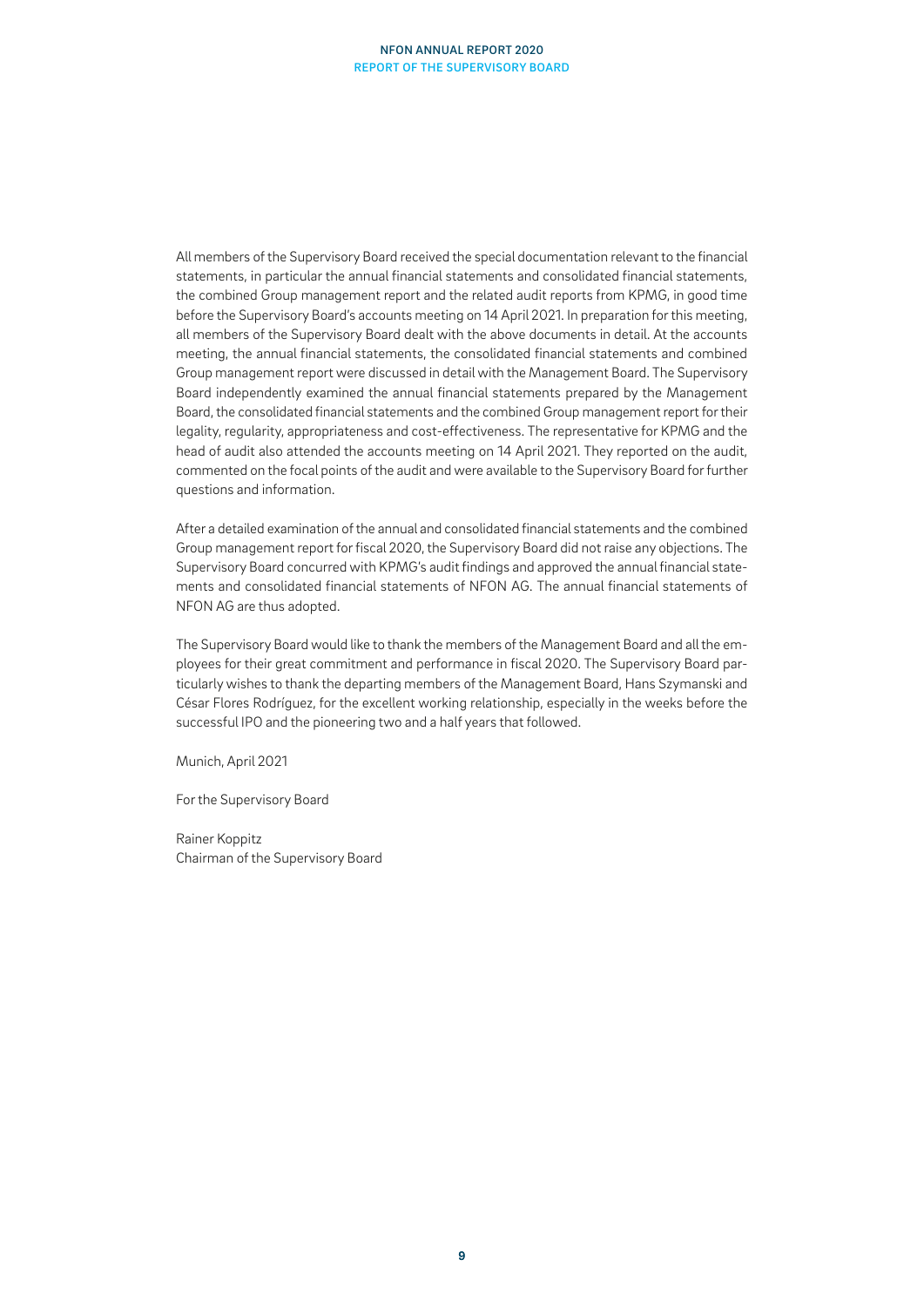All members of the Supervisory Board received the special documentation relevant to the financial statements, in particular the annual financial statements and consolidated financial statements, the combined Group management report and the related audit reports from KPMG, in good time before the Supervisory Board's accounts meeting on 14 April 2021. In preparation for this meeting, all members of the Supervisory Board dealt with the above documents in detail. At the accounts meeting, the annual financial statements, the consolidated financial statements and combined Group management report were discussed in detail with the Management Board. The Supervisory Board independently examined the annual financial statements prepared by the Management Board, the consolidated financial statements and the combined Group management report for their legality, regularity, appropriateness and cost-effectiveness. The representative for KPMG and the head of audit also attended the accounts meeting on 14 April 2021. They reported on the audit, commented on the focal points of the audit and were available to the Supervisory Board for further questions and information.

After a detailed examination of the annual and consolidated financial statements and the combined Group management report for fiscal 2020, the Supervisory Board did not raise any objections. The Supervisory Board concurred with KPMG's audit findings and approved the annual financial statements and consolidated financial statements of NFON AG. The annual financial statements of NFON AG are thus adopted.

The Supervisory Board would like to thank the members of the Management Board and all the employees for their great commitment and performance in fiscal 2020. The Supervisory Board particularly wishes to thank the departing members of the Management Board, Hans Szymanski and César Flores Rodríguez, for the excellent working relationship, especially in the weeks before the successful IPO and the pioneering two and a half years that followed.

Munich, April 2021

For the Supervisory Board

Rainer Koppitz
Chairman of the Supervisory Board